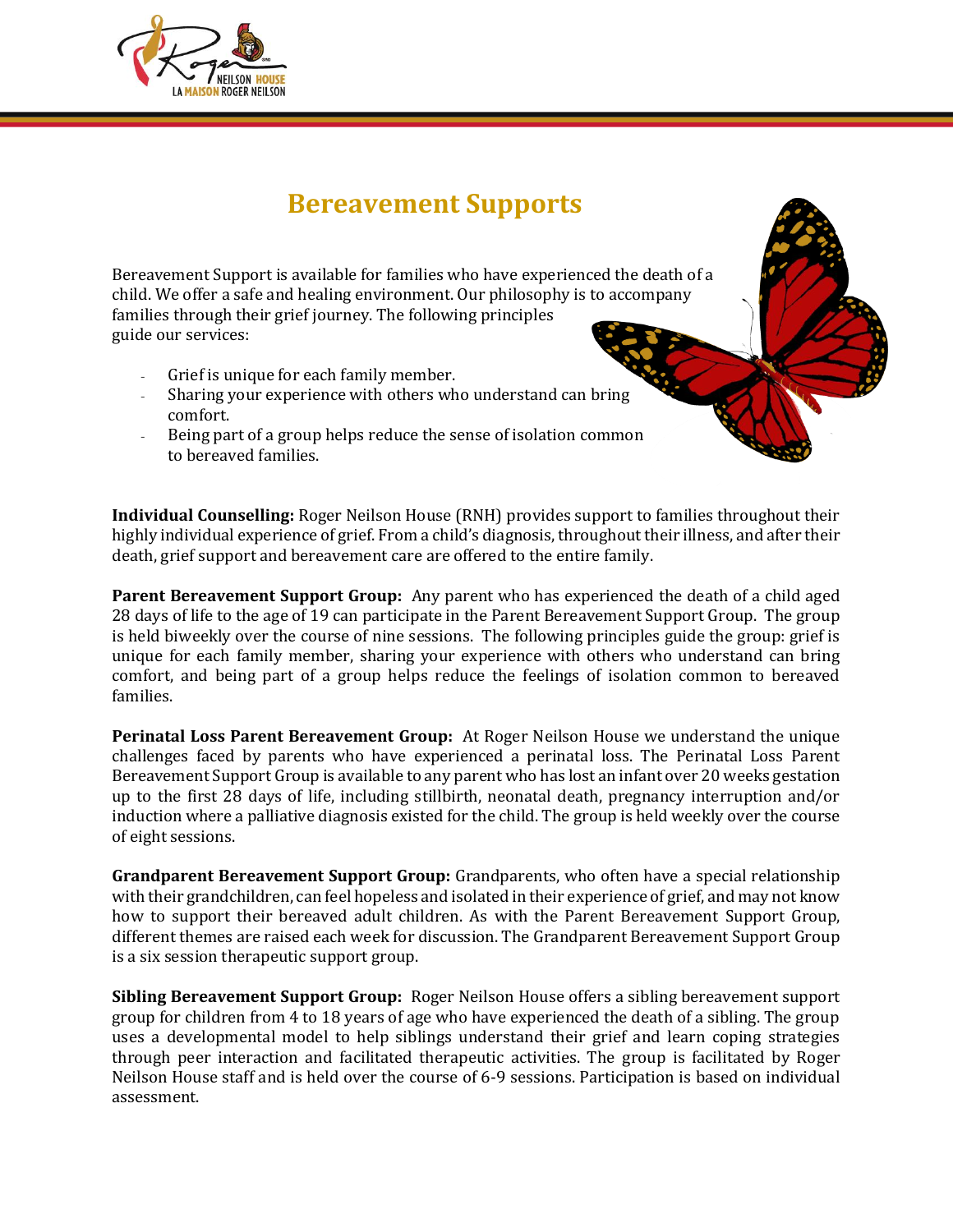# Bereavement Supports

Bereavement Support is available for families who have experienced the death of a child. We offer a safe and healing environment. Our philosophy is to accompany families through their grief journey. The following principles guide our services:

- Grief is unique for each family member.
- Sharing your experience with others who understand can bring comfort.
- Being part of a group helps reduce the sense of isolation common to bereaved families.

**Individual Counselling:** Roger Neilson House (RNH) provides support to families throughout their highly individual experience of grief. From a child's diagnosis, throughout their illness, and after their death, grief support and bereavement care are offered to the entire family.

**Parent Bereavement Support Group:** Any parent who has experienced the death of a child aged 28 days of life to the age of 19 can participate in the Parent Bereavement Support Group. The group is held biweekly over the course of nine sessions. The following principles guide the group: grief is unique for each family member, sharing your experience with others who understand can bring comfort, and being part of a group helps reduce the feelings of isolation common to bereaved families.

**Perinatal Loss Parent Bereavement Group:** At Roger Neilson House we understand the unique challenges faced by parents who have experienced a perinatal loss. The Perinatal Loss Parent Bereavement Support Group is available to any parent who has lost an infant over 20 weeks gestation up to the first 28 days of life, including stillbirth, neonatal death, pregnancy interruption and/or induction where a palliative diagnosis existed for the child. The group is held weekly over the course of eight sessions.

**Grandparent Bereavement Support Group:** Grandparents, who often have a special relationship with their grandchildren, can feel hopeless and isolated in their experience of grief, and may not know how to support their bereaved adult children. As with the Parent Bereavement Support Group, different themes are raised each week for discussion. The Grandparent Bereavement Support Group is a six session therapeutic support group.

**Sibling Bereavement Support Group:** Roger Neilson House offers a sibling bereavement support group for children from 4 to 18 years of age who have experienced the death of a sibling. The group uses a developmental model to help siblings understand their grief and learn coping strategies through peer interaction and facilitated therapeutic activities. The group is facilitated by Roger Neilson House staff and is held over the course of 6-9 sessions. Participation is based on individual assessment.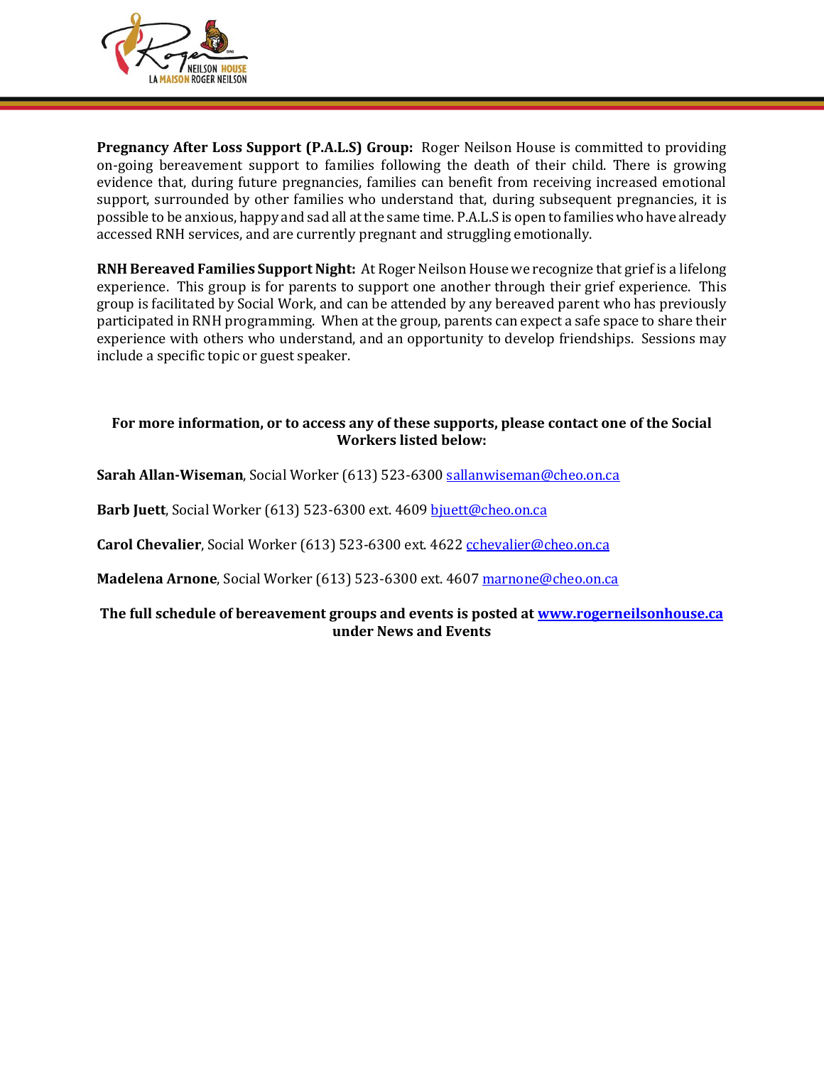**Pregnancy After Loss Support (P.A.L.S) Group:** Roger Neilson House is committed to providing on-going bereavement support to families following the death of their child. There is growing evidence that, during future pregnancies, families can benefit from receiving increased emotional support, surrounded by other families who understand that, during subsequent pregnancies, it is possible to be anxious, happy and sad all at the same time. P.A.L.S is open to families who have already accessed RNH services, and are currently pregnant and struggling emotionally.

**RNH Bereaved Families Support Night:** At Roger Neilson House we recognize that grief is a lifelong experience. This group is for parents to support one another through their grief experience. This group is facilitated by Social Work, and can be attended by any bereaved parent who has previously participated in RNH programming. When at the group, parents can expect a safe space to share their experience with others who understand, and an opportunity to develop friendships. Sessions may include a specific topic or guest speaker.

**For more information, or to access any of these supports, please contact one of the Social Workers listed below:**

**Sarah Allan-Wiseman**, Social Worker (613) 523-6300 sallanwiseman@cheo.on.ca

**Barb Juett**, Social Worker (613) 523-6300 ext. 4609 bjuett@cheo.on.ca

**Carol Chevalier**, Social Worker (613) 523-6300 ext. 4622 cchevalier@cheo.on.ca

**Madelena Arnone**, Social Worker (613) 523-6300 ext. 4607 marnone@cheo.on.ca

**The full schedule of bereavement groups and events is posted at www.rogerneilsonhouse.ca under News and Events**